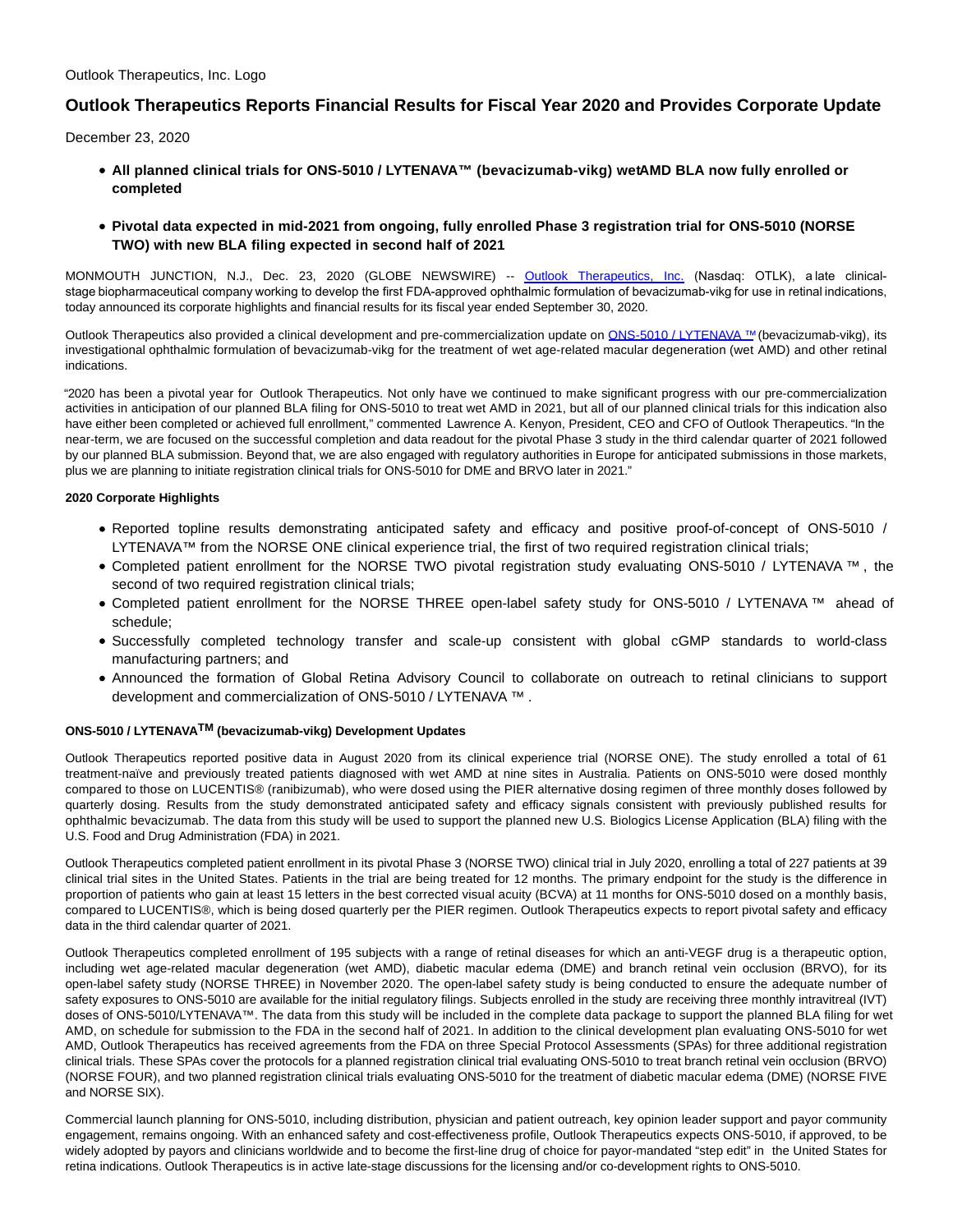Outlook Therapeutics, Inc. Logo

# Outlook Therapeutics Reports Financial Results for Fiscal Year 2020 and Provides Corporate Update

December 23, 2020

- **All planned clinical trials for ONS-5010 / LYTENAVA™ (bevacizumab-vikg) wetAMD BLA now fully enrolled or completed**
- **Pivotal data expected in mid-2021 from ongoing, fully enrolled Phase 3 registration trial for ONS-5010 (NORSE TWO) with new BLA filing expected in second half of 2021**

MONMOUTH JUNCTION, N.J., Dec. 23, 2020 (GLOBE NEWSWIRE) -- Outlook Therapeutics, Inc. (Nasdaq: OTLK), a late clinical-stage biopharmaceutical company working to develop the first FDA-approved ophthalmic formulation of bevacizumab-vikg for use in retinal indications, today announced its corporate highlights and financial results for its fiscal year ended September 30, 2020.

Outlook Therapeutics also provided a clinical development and pre-commercialization update on ONS-5010 / LYTENAVA ™ (bevacizumab-vikg), its investigational ophthalmic formulation of bevacizumab-vikg for the treatment of wet age-related macular degeneration (wet AMD) and other retinal indications.

"2020 has been a pivotal year for Outlook Therapeutics. Not only have we continued to make significant progress with our pre-commercialization activities in anticipation of our planned BLA filing for ONS-5010 to treat wet AMD in 2021, but all of our planned clinical trials for this indication also have either been completed or achieved full enrollment," commented Lawrence A. Kenyon, President, CEO and CFO of Outlook Therapeutics. "In the near-term, we are focused on the successful completion and data readout for the pivotal Phase 3 study in the third calendar quarter of 2021 followed by our planned BLA submission. Beyond that, we are also engaged with regulatory authorities in Europe for anticipated submissions in those markets, plus we are planning to initiate registration clinical trials for ONS-5010 for DME and BRVO later in 2021."

**2020 Corporate Highlights**

- Reported topline results demonstrating anticipated safety and efficacy and positive proof-of-concept of ONS-5010 / LYTENAVA™ from the NORSE ONE clinical experience trial, the first of two required registration clinical trials;
- Completed patient enrollment for the NORSE TWO pivotal registration study evaluating ONS-5010 / LYTENAVA ™ , the second of two required registration clinical trials;
- Completed patient enrollment for the NORSE THREE open-label safety study for ONS-5010 / LYTENAVA ™ ahead of schedule;
- Successfully completed technology transfer and scale-up consistent with global cGMP standards to world-class manufacturing partners; and
- Announced the formation of Global Retina Advisory Council to collaborate on outreach to retinal clinicians to support development and commercialization of ONS-5010 / LYTENAVA ™ .

**ONS-5010 / LYTENAVA™ (bevacizumab-vikg) Development Updates**

Outlook Therapeutics reported positive data in August 2020 from its clinical experience trial (NORSE ONE). The study enrolled a total of 61 treatment-naïve and previously treated patients diagnosed with wet AMD at nine sites in Australia. Patients on ONS-5010 were dosed monthly compared to those on LUCENTIS® (ranibizumab), who were dosed using the PIER alternative dosing regimen of three monthly doses followed by quarterly dosing. Results from the study demonstrated anticipated safety and efficacy signals consistent with previously published results for ophthalmic bevacizumab. The data from this study will be used to support the planned new U.S. Biologics License Application (BLA) filing with the U.S. Food and Drug Administration (FDA) in 2021.

Outlook Therapeutics completed patient enrollment in its pivotal Phase 3 (NORSE TWO) clinical trial in July 2020, enrolling a total of 227 patients at 39 clinical trial sites in the United States. Patients in the trial are being treated for 12 months. The primary endpoint for the study is the difference in proportion of patients who gain at least 15 letters in the best corrected visual acuity (BCVA) at 11 months for ONS-5010 dosed on a monthly basis, compared to LUCENTIS®, which is being dosed quarterly per the PIER regimen. Outlook Therapeutics expects to report pivotal safety and efficacy data in the third calendar quarter of 2021.

Outlook Therapeutics completed enrollment of 195 subjects with a range of retinal diseases for which an anti-VEGF drug is a therapeutic option, including wet age-related macular degeneration (wet AMD), diabetic macular edema (DME) and branch retinal vein occlusion (BRVO), for its open-label safety study (NORSE THREE) in November 2020. The open-label safety study is being conducted to ensure the adequate number of safety exposures to ONS-5010 are available for the initial regulatory filings. Subjects enrolled in the study are receiving three monthly intravitreal (IVT) doses of ONS-5010/LYTENAVA™. The data from this study will be included in the complete data package to support the planned BLA filing for wet AMD, on schedule for submission to the FDA in the second half of 2021. In addition to the clinical development plan evaluating ONS-5010 for wet AMD, Outlook Therapeutics has received agreements from the FDA on three Special Protocol Assessments (SPAs) for three additional registration clinical trials. These SPAs cover the protocols for a planned registration clinical trial evaluating ONS-5010 to treat branch retinal vein occlusion (BRVO) (NORSE FOUR), and two planned registration clinical trials evaluating ONS-5010 for the treatment of diabetic macular edema (DME) (NORSE FIVE and NORSE SIX).

Commercial launch planning for ONS-5010, including distribution, physician and patient outreach, key opinion leader support and payor community engagement, remains ongoing. With an enhanced safety and cost-effectiveness profile, Outlook Therapeutics expects ONS-5010, if approved, to be widely adopted by payors and clinicians worldwide and to become the first-line drug of choice for payor-mandated "step edit" in the United States for retina indications. Outlook Therapeutics is in active late-stage discussions for the licensing and/or co-development rights to ONS-5010.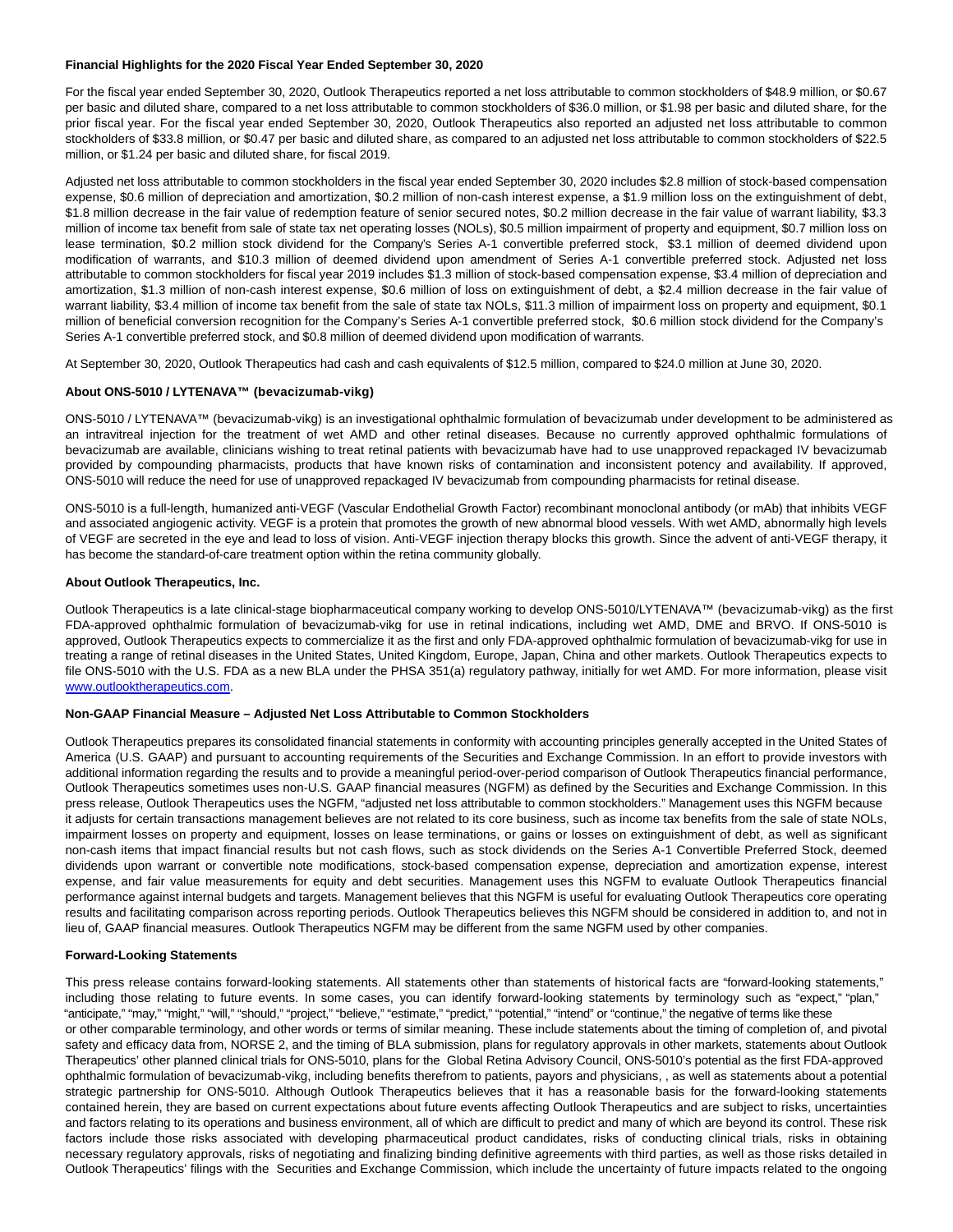**Financial Highlights for the 2020 Fiscal Year Ended September 30, 2020**

For the fiscal year ended September 30, 2020, Outlook Therapeutics reported a net loss attributable to common stockholders of $48.9 million, or $0.67 per basic and diluted share, compared to a net loss attributable to common stockholders of $36.0 million, or $1.98 per basic and diluted share, for the prior fiscal year. For the fiscal year ended September 30, 2020, Outlook Therapeutics also reported an adjusted net loss attributable to common stockholders of $33.8 million, or $0.47 per basic and diluted share, as compared to an adjusted net loss attributable to common stockholders of $22.5 million, or $1.24 per basic and diluted share, for fiscal 2019.

Adjusted net loss attributable to common stockholders in the fiscal year ended September 30, 2020 includes $2.8 million of stock-based compensation expense, $0.6 million of depreciation and amortization, $0.2 million of non-cash interest expense, a $1.9 million loss on the extinguishment of debt, $1.8 million decrease in the fair value of redemption feature of senior secured notes, $0.2 million decrease in the fair value of warrant liability, $3.3 million of income tax benefit from sale of state tax net operating losses (NOLs), $0.5 million impairment of property and equipment, $0.7 million loss on lease termination, $0.2 million stock dividend for the Company's Series A-1 convertible preferred stock, $3.1 million of deemed dividend upon modification of warrants, and $10.3 million of deemed dividend upon amendment of Series A-1 convertible preferred stock. Adjusted net loss attributable to common stockholders for fiscal year 2019 includes $1.3 million of stock-based compensation expense, $3.4 million of depreciation and amortization, $1.3 million of non-cash interest expense, $0.6 million of loss on extinguishment of debt, a $2.4 million decrease in the fair value of warrant liability, $3.4 million of income tax benefit from the sale of state tax NOLs, $11.3 million of impairment loss on property and equipment, $0.1 million of beneficial conversion recognition for the Company's Series A-1 convertible preferred stock, $0.6 million stock dividend for the Company's Series A-1 convertible preferred stock, and $0.8 million of deemed dividend upon modification of warrants.

At September 30, 2020, Outlook Therapeutics had cash and cash equivalents of $12.5 million, compared to $24.0 million at June 30, 2020.

**About ONS-5010 / LYTENAVA™ (bevacizumab-vikg)**

ONS-5010 / LYTENAVA™ (bevacizumab-vikg) is an investigational ophthalmic formulation of bevacizumab under development to be administered as an intravitreal injection for the treatment of wet AMD and other retinal diseases. Because no currently approved ophthalmic formulations of bevacizumab are available, clinicians wishing to treat retinal patients with bevacizumab have had to use unapproved repackaged IV bevacizumab provided by compounding pharmacists, products that have known risks of contamination and inconsistent potency and availability. If approved, ONS-5010 will reduce the need for use of unapproved repackaged IV bevacizumab from compounding pharmacists for retinal disease.

ONS-5010 is a full-length, humanized anti-VEGF (Vascular Endothelial Growth Factor) recombinant monoclonal antibody (or mAb) that inhibits VEGF and associated angiogenic activity. VEGF is a protein that promotes the growth of new abnormal blood vessels. With wet AMD, abnormally high levels of VEGF are secreted in the eye and lead to loss of vision. Anti-VEGF injection therapy blocks this growth. Since the advent of anti-VEGF therapy, it has become the standard-of-care treatment option within the retina community globally.

**About Outlook Therapeutics, Inc.**

Outlook Therapeutics is a late clinical-stage biopharmaceutical company working to develop ONS-5010/LYTENAVA™ (bevacizumab-vikg) as the first FDA-approved ophthalmic formulation of bevacizumab-vikg for use in retinal indications, including wet AMD, DME and BRVO. If ONS-5010 is approved, Outlook Therapeutics expects to commercialize it as the first and only FDA-approved ophthalmic formulation of bevacizumab-vikg for use in treating a range of retinal diseases in the United States, United Kingdom, Europe, Japan, China and other markets. Outlook Therapeutics expects to file ONS-5010 with the U.S. FDA as a new BLA under the PHSA 351(a) regulatory pathway, initially for wet AMD. For more information, please visit [www.outlooktherapeutics.com](www.outlooktherapeutics.com).

**Non-GAAP Financial Measure – Adjusted Net Loss Attributable to Common Stockholders**

Outlook Therapeutics prepares its consolidated financial statements in conformity with accounting principles generally accepted in the United States of America (U.S. GAAP) and pursuant to accounting requirements of the Securities and Exchange Commission. In an effort to provide investors with additional information regarding the results and to provide a meaningful period-over-period comparison of Outlook Therapeutics financial performance, Outlook Therapeutics sometimes uses non-U.S. GAAP financial measures (NGFM) as defined by the Securities and Exchange Commission. In this press release, Outlook Therapeutics uses the NGFM, "adjusted net loss attributable to common stockholders." Management uses this NGFM because it adjusts for certain transactions management believes are not related to its core business, such as income tax benefits from the sale of state NOLs, impairment losses on property and equipment, losses on lease terminations, or gains or losses on extinguishment of debt, as well as significant non-cash items that impact financial results but not cash flows, such as stock dividends on the Series A-1 Convertible Preferred Stock, deemed dividends upon warrant or convertible note modifications, stock-based compensation expense, depreciation and amortization expense, interest expense, and fair value measurements for equity and debt securities. Management uses this NGFM to evaluate Outlook Therapeutics financial performance against internal budgets and targets. Management believes that this NGFM is useful for evaluating Outlook Therapeutics core operating results and facilitating comparison across reporting periods. Outlook Therapeutics believes this NGFM should be considered in addition to, and not in lieu of, GAAP financial measures. Outlook Therapeutics NGFM may be different from the same NGFM used by other companies.

**Forward-Looking Statements**

This press release contains forward-looking statements. All statements other than statements of historical facts are "forward-looking statements," including those relating to future events. In some cases, you can identify forward-looking statements by terminology such as "expect," "plan," "anticipate," "may," "might," "will," "should," "project," "believe," "estimate," "predict," "potential," "intend" or "continue," the negative of terms like these or other comparable terminology, and other words or terms of similar meaning. These include statements about the timing of completion of, and pivotal safety and efficacy data from, NORSE 2, and the timing of BLA submission, plans for regulatory approvals in other markets, statements about Outlook Therapeutics' other planned clinical trials for ONS-5010, plans for the Global Retina Advisory Council, ONS-5010's potential as the first FDA-approved ophthalmic formulation of bevacizumab-vikg, including benefits therefrom to patients, payors and physicians, , as well as statements about a potential strategic partnership for ONS-5010. Although Outlook Therapeutics believes that it has a reasonable basis for the forward-looking statements contained herein, they are based on current expectations about future events affecting Outlook Therapeutics and are subject to risks, uncertainties and factors relating to its operations and business environment, all of which are difficult to predict and many of which are beyond its control. These risk factors include those risks associated with developing pharmaceutical product candidates, risks of conducting clinical trials, risks in obtaining necessary regulatory approvals, risks of negotiating and finalizing binding definitive agreements with third parties, as well as those risks detailed in Outlook Therapeutics' filings with the Securities and Exchange Commission, which include the uncertainty of future impacts related to the ongoing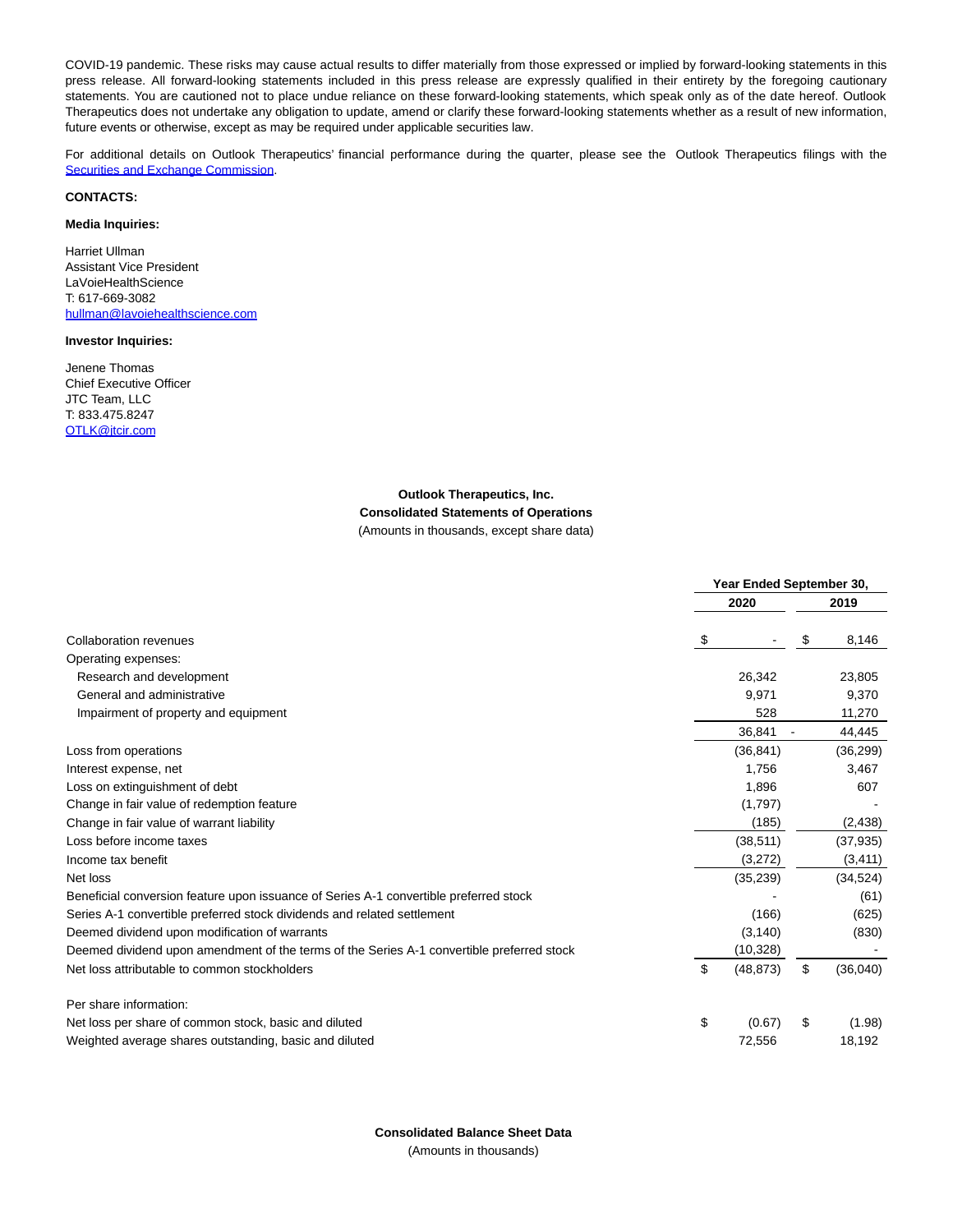COVID-19 pandemic. These risks may cause actual results to differ materially from those expressed or implied by forward-looking statements in this press release. All forward-looking statements included in this press release are expressly qualified in their entirety by the foregoing cautionary statements. You are cautioned not to place undue reliance on these forward-looking statements, which speak only as of the date hereof. Outlook Therapeutics does not undertake any obligation to update, amend or clarify these forward-looking statements whether as a result of new information, future events or otherwise, except as may be required under applicable securities law.

For additional details on Outlook Therapeutics' financial performance during the quarter, please see the Outlook Therapeutics filings with the Securities and Exchange Commission.

**CONTACTS:**

**Media Inquiries:**

Harriet Ullman
Assistant Vice President
LaVoieHealthScience
T: 617-669-3082
hullman@lavoiehealthscience.com

**Investor Inquiries:**

Jenene Thomas
Chief Executive Officer
JTC Team, LLC
T: 833.475.8247
OTLK@jtcir.com

**Outlook Therapeutics, Inc.**
**Consolidated Statements of Operations**
(Amounts in thousands, except share data)

| | Year Ended September 30, | |
|---|---|---|
| | **2020** | **2019** |
| Collaboration revenues | $ - | $ 8,146 |
| Operating expenses: | | |
| Research and development | 26,342 | 23,805 |
| General and administrative | 9,971 | 9,370 |
| Impairment of property and equipment | 528 | 11,270 |
| | 36,841 | 44,445 |
| Loss from operations | (36,841) | (36,299) |
| Interest expense, net | 1,756 | 3,467 |
| Loss on extinguishment of debt | 1,896 | 607 |
| Change in fair value of redemption feature | (1,797) | - |
| Change in fair value of warrant liability | (185) | (2,438) |
| Loss before income taxes | (38,511) | (37,935) |
| Income tax benefit | (3,272) | (3,411) |
| Net loss | (35,239) | (34,524) |
| Beneficial conversion feature upon issuance of Series A-1 convertible preferred stock | - | (61) |
| Series A-1 convertible preferred stock dividends and related settlement | (166) | (625) |
| Deemed dividend upon modification of warrants | (3,140) | (830) |
| Deemed dividend upon amendment of the terms of the Series A-1 convertible preferred stock | (10,328) | - |
| Net loss attributable to common stockholders | $ (48,873) | $ (36,040) |
| Per share information: | | |
| Net loss per share of common stock, basic and diluted | $ (0.67) | $ (1.98) |
| Weighted average shares outstanding, basic and diluted | 72,556 | 18,192 |

**Consolidated Balance Sheet Data**
(Amounts in thousands)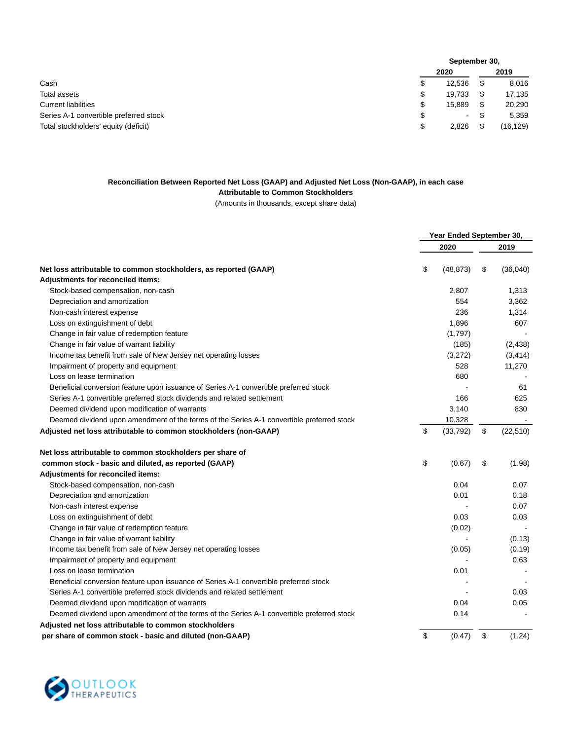| | September 30, | |
|---|---|---|
| | 2020 | 2019 |
| Cash | $ 12,536 | $ 8,016 |
| Total assets | $ 19,733 | $ 17,135 |
| Current liabilities | $ 15,889 | $ 20,290 |
| Series A-1 convertible preferred stock | $ - | $ 5,359 |
| Total stockholders' equity (deficit) | $ 2,826 | $ (16,129) |

**Reconciliation Between Reported Net Loss (GAAP) and Adjusted Net Loss (Non-GAAP), in each case Attributable to Common Stockholders**

(Amounts in thousands, except share data)

| | Year Ended September 30, | |
|---|---|---|
| | 2020 | 2019 |
| **Net loss attributable to common stockholders, as reported (GAAP)** | $ (48,873) | $ (36,040) |
| **Adjustments for reconciled items:** | | |
| Stock-based compensation, non-cash | 2,807 | 1,313 |
| Depreciation and amortization | 554 | 3,362 |
| Non-cash interest expense | 236 | 1,314 |
| Loss on extinguishment of debt | 1,896 | 607 |
| Change in fair value of redemption feature | (1,797) | - |
| Change in fair value of warrant liability | (185) | (2,438) |
| Income tax benefit from sale of New Jersey net operating losses | (3,272) | (3,414) |
| Impairment of property and equipment | 528 | 11,270 |
| Loss on lease termination | 680 | - |
| Beneficial conversion feature upon issuance of Series A-1 convertible preferred stock | - | 61 |
| Series A-1 convertible preferred stock dividends and related settlement | 166 | 625 |
| Deemed dividend upon modification of warrants | 3,140 | 830 |
| Deemed dividend upon amendment of the terms of the Series A-1 convertible preferred stock | 10,328 | - |
| **Adjusted net loss attributable to common stockholders (non-GAAP)** | $ (33,792) | $ (22,510) |
| | | |
| **Net loss attributable to common stockholders per share of common stock - basic and diluted, as reported (GAAP)** | $ (0.67) | $ (1.98) |
| **Adjustments for reconciled items:** | | |
| Stock-based compensation, non-cash | 0.04 | 0.07 |
| Depreciation and amortization | 0.01 | 0.18 |
| Non-cash interest expense | - | 0.07 |
| Loss on extinguishment of debt | 0.03 | 0.03 |
| Change in fair value of redemption feature | (0.02) | - |
| Change in fair value of warrant liability | - | (0.13) |
| Income tax benefit from sale of New Jersey net operating losses | (0.05) | (0.19) |
| Impairment of property and equipment | - | 0.63 |
| Loss on lease termination | 0.01 | - |
| Beneficial conversion feature upon issuance of Series A-1 convertible preferred stock | - | - |
| Series A-1 convertible preferred stock dividends and related settlement | - | 0.03 |
| Deemed dividend upon modification of warrants | 0.04 | 0.05 |
| Deemed dividend upon amendment of the terms of the Series A-1 convertible preferred stock | 0.14 | - |
| **Adjusted net loss attributable to common stockholders per share of common stock - basic and diluted (non-GAAP)** | $ (0.47) | $ (1.24) |

OUTLOOK THERAPEUTICS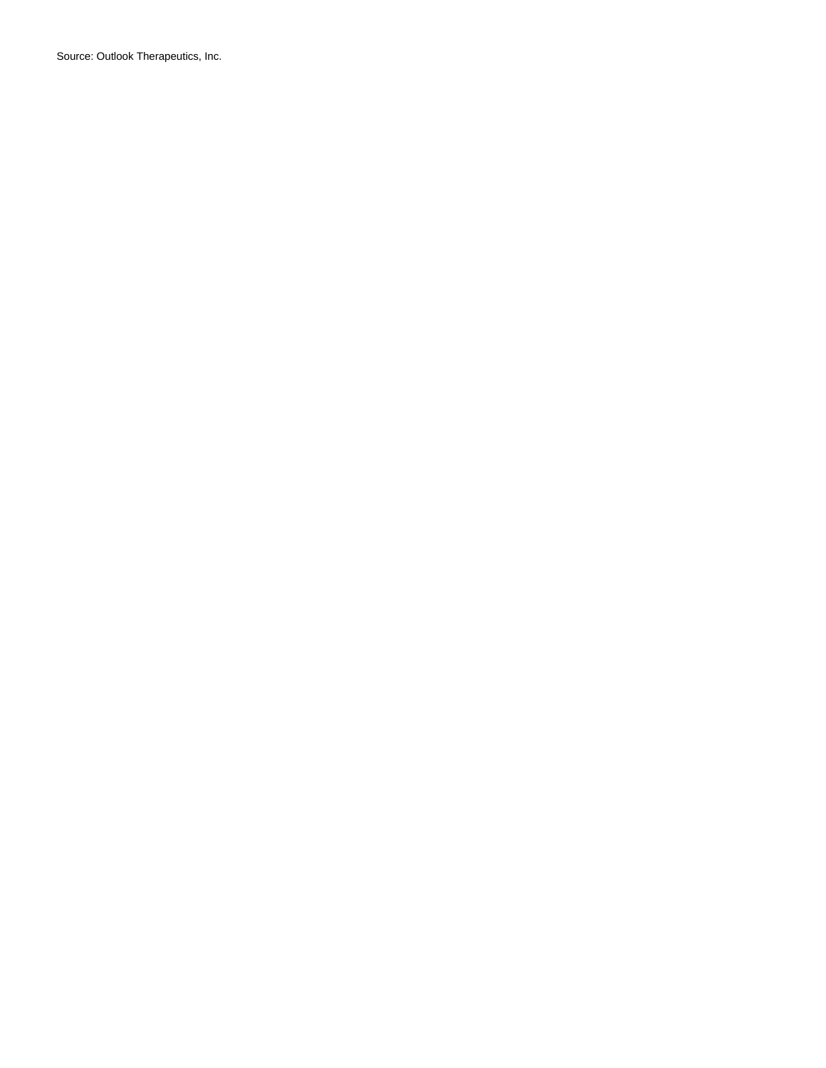Source: Outlook Therapeutics, Inc.